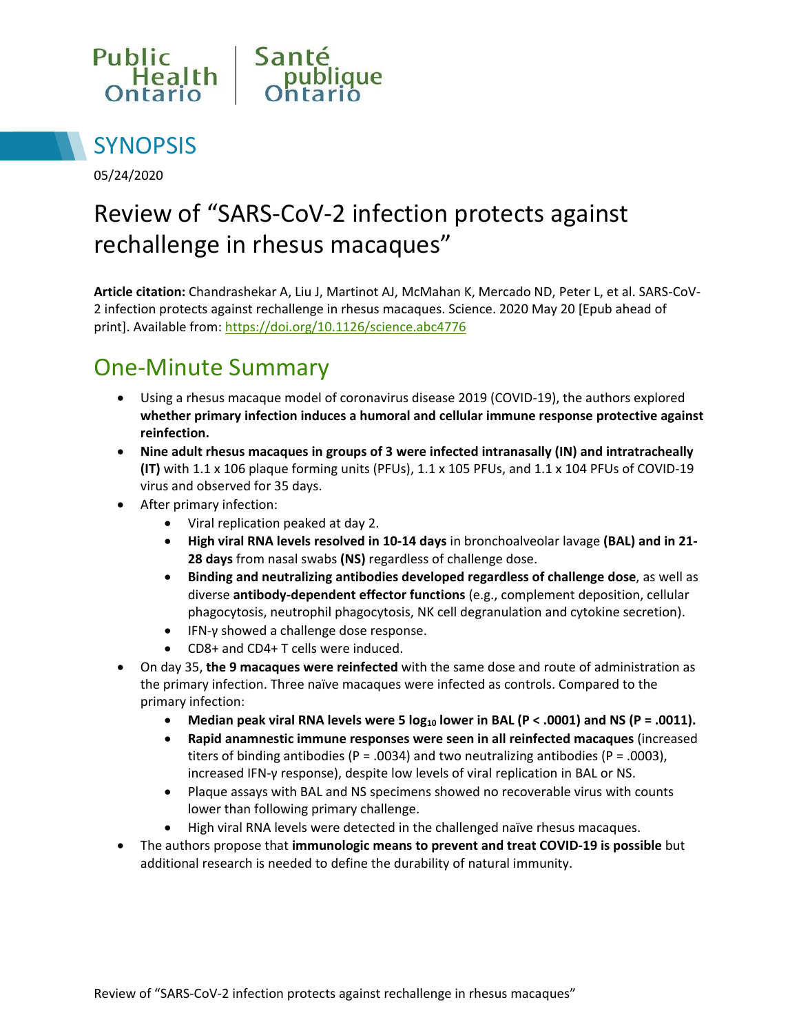Public Health Ontario | Santé publique Ontario

# SYNOPSIS

05/24/2020

# Review of “SARS-CoV-2 infection protects against rechallenge in rhesus macaques”

**Article citation:** Chandrashekar A, Liu J, Martinot AJ, McMahan K, Mercado ND, Peter L, et al. SARS-CoV-2 infection protects against rechallenge in rhesus macaques. Science. 2020 May 20 [Epub ahead of print]. Available from: https://doi.org/10.1126/science.abc4776

## One-Minute Summary

- Using a rhesus macaque model of coronavirus disease 2019 (COVID-19), the authors explored **whether primary infection induces a humoral and cellular immune response protective against reinfection.**
- **Nine adult rhesus macaques in groups of 3 were infected intranasally (IN) and intratracheally (IT)** with 1.1 x 106 plaque forming units (PFUs), 1.1 x 105 PFUs, and 1.1 x 104 PFUs of COVID-19 virus and observed for 35 days.
- After primary infection:
  - Viral replication peaked at day 2.
  - **High viral RNA levels resolved in 10-14 days** in bronchoalveolar lavage **(BAL) and in 21-28 days** from nasal swabs **(NS)** regardless of challenge dose.
  - **Binding and neutralizing antibodies developed regardless of challenge dose**, as well as diverse **antibody-dependent effector functions** (e.g., complement deposition, cellular phagocytosis, neutrophil phagocytosis, NK cell degranulation and cytokine secretion).
  - IFN-γ showed a challenge dose response.
  - CD8+ and CD4+ T cells were induced.
- On day 35, **the 9 macaques were reinfected** with the same dose and route of administration as the primary infection. Three naïve macaques were infected as controls. Compared to the primary infection:
  - **Median peak viral RNA levels were 5 $\log_{10}$ lower in BAL ($P < .0001$) and NS ($P = .0011$).**
  - **Rapid anamnestic immune responses were seen in all reinfected macaques** (increased titers of binding antibodies ($P = .0034$) and two neutralizing antibodies ($P = .0003$), increased IFN-γ response), despite low levels of viral replication in BAL or NS.
  - Plaque assays with BAL and NS specimens showed no recoverable virus with counts lower than following primary challenge.
  - High viral RNA levels were detected in the challenged naïve rhesus macaques.
- The authors propose that **immunologic means to prevent and treat COVID-19 is possible** but additional research is needed to define the durability of natural immunity.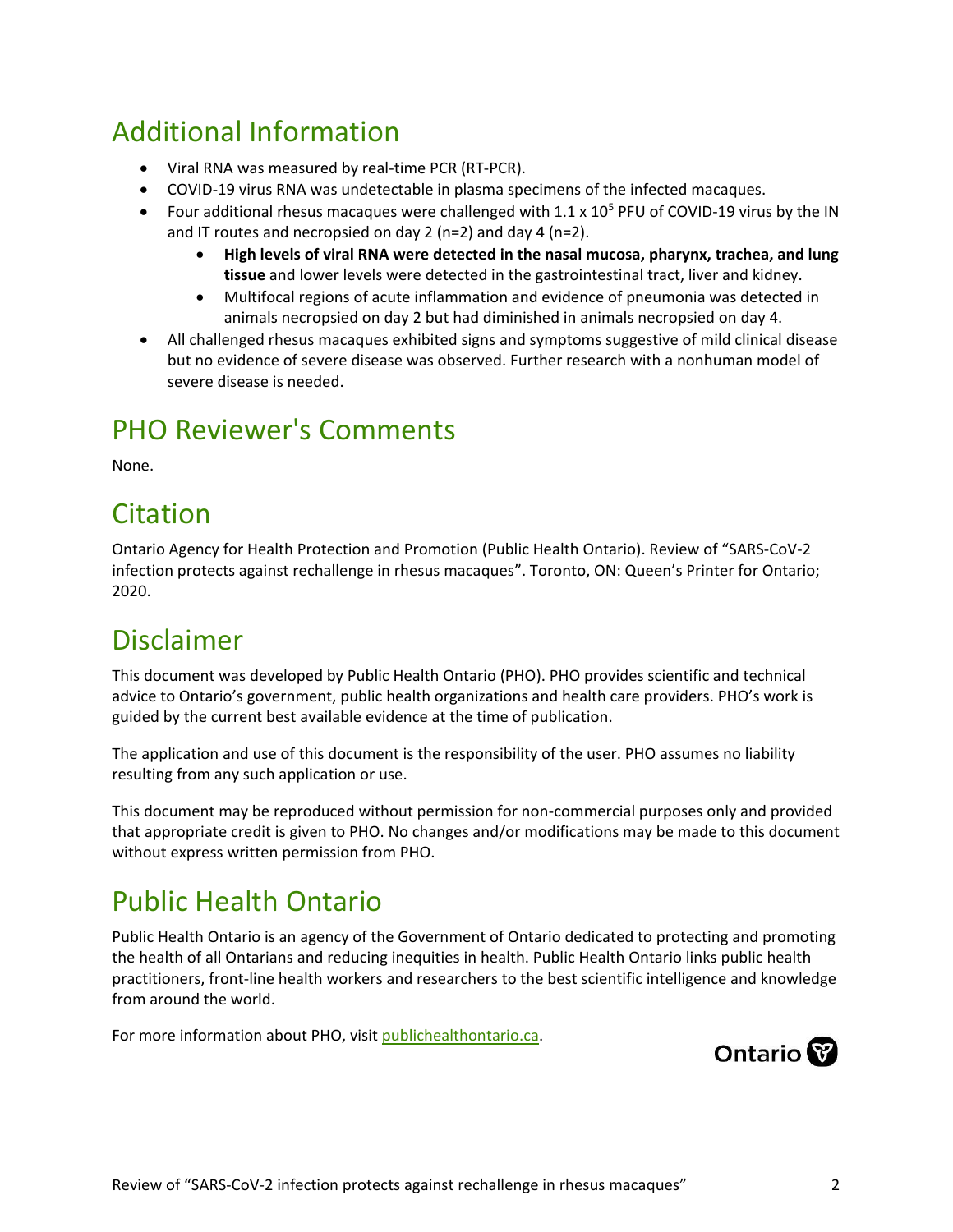## Additional Information

- Viral RNA was measured by real-time PCR (RT-PCR).
- COVID-19 virus RNA was undetectable in plasma specimens of the infected macaques.
- Four additional rhesus macaques were challenged with $1.1 \times 10^5$ PFU of COVID-19 virus by the IN and IT routes and necropsied on day 2 (n=2) and day 4 (n=2).
    - **High levels of viral RNA were detected in the nasal mucosa, pharynx, trachea, and lung tissue** and lower levels were detected in the gastrointestinal tract, liver and kidney.
    - Multifocal regions of acute inflammation and evidence of pneumonia was detected in animals necropsied on day 2 but had diminished in animals necropsied on day 4.
- All challenged rhesus macaques exhibited signs and symptoms suggestive of mild clinical disease but no evidence of severe disease was observed. Further research with a nonhuman model of severe disease is needed.

## PHO Reviewer's Comments

None.

## Citation

Ontario Agency for Health Protection and Promotion (Public Health Ontario). Review of "SARS-CoV-2 infection protects against rechallenge in rhesus macaques". Toronto, ON: Queen's Printer for Ontario; 2020.

## Disclaimer

This document was developed by Public Health Ontario (PHO). PHO provides scientific and technical advice to Ontario's government, public health organizations and health care providers. PHO's work is guided by the current best available evidence at the time of publication.

The application and use of this document is the responsibility of the user. PHO assumes no liability resulting from any such application or use.

This document may be reproduced without permission for non-commercial purposes only and provided that appropriate credit is given to PHO. No changes and/or modifications may be made to this document without express written permission from PHO.

## Public Health Ontario

Public Health Ontario is an agency of the Government of Ontario dedicated to protecting and promoting the health of all Ontarians and reducing inequities in health. Public Health Ontario links public health practitioners, front-line health workers and researchers to the best scientific intelligence and knowledge from around the world.

For more information about PHO, visit [publichealthontario.ca](publichealthontario.ca).

Ontario